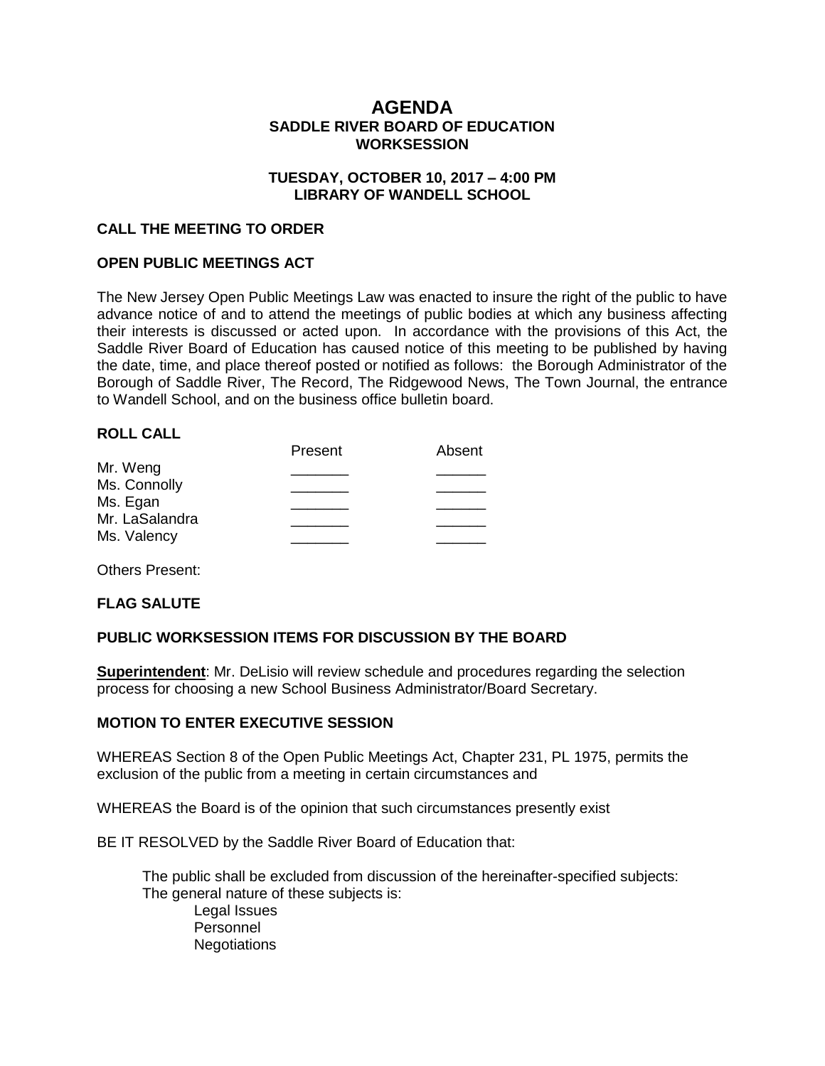# AGENDA

## SADDLE RIVER BOARD OF EDUCATION
## WORKSESSION

### TUESDAY, OCTOBER 10, 2017 – 4:00 PM
### LIBRARY OF WANDELL SCHOOL

**CALL THE MEETING TO ORDER**

**OPEN PUBLIC MEETINGS ACT**

The New Jersey Open Public Meetings Law was enacted to insure the right of the public to have advance notice of and to attend the meetings of public bodies at which any business affecting their interests is discussed or acted upon. In accordance with the provisions of this Act, the Saddle River Board of Education has caused notice of this meeting to be published by having the date, time, and place thereof posted or notified as follows: the Borough Administrator of the Borough of Saddle River, The Record, The Ridgewood News, The Town Journal, the entrance to Wandell School, and on the business office bulletin board.

**ROLL CALL**

| | Present | Absent |
|---|---|---|
| Mr. Weng | _______ | ______ |
| Ms. Connolly | _______ | ______ |
| Ms. Egan | _______ | ______ |
| Mr. LaSalandra | _______ | ______ |
| Ms. Valency | _______ | ______ |

Others Present:

**FLAG SALUTE**

**PUBLIC WORKSESSION ITEMS FOR DISCUSSION BY THE BOARD**

**Superintendent**: Mr. DeLisio will review schedule and procedures regarding the selection process for choosing a new School Business Administrator/Board Secretary.

**MOTION TO ENTER EXECUTIVE SESSION**

WHEREAS Section 8 of the Open Public Meetings Act, Chapter 231, PL 1975, permits the exclusion of the public from a meeting in certain circumstances and

WHEREAS the Board is of the opinion that such circumstances presently exist

BE IT RESOLVED by the Saddle River Board of Education that:

The public shall be excluded from discussion of the hereinafter-specified subjects:
The general nature of these subjects is:

- Legal Issues
- Personnel
- Negotiations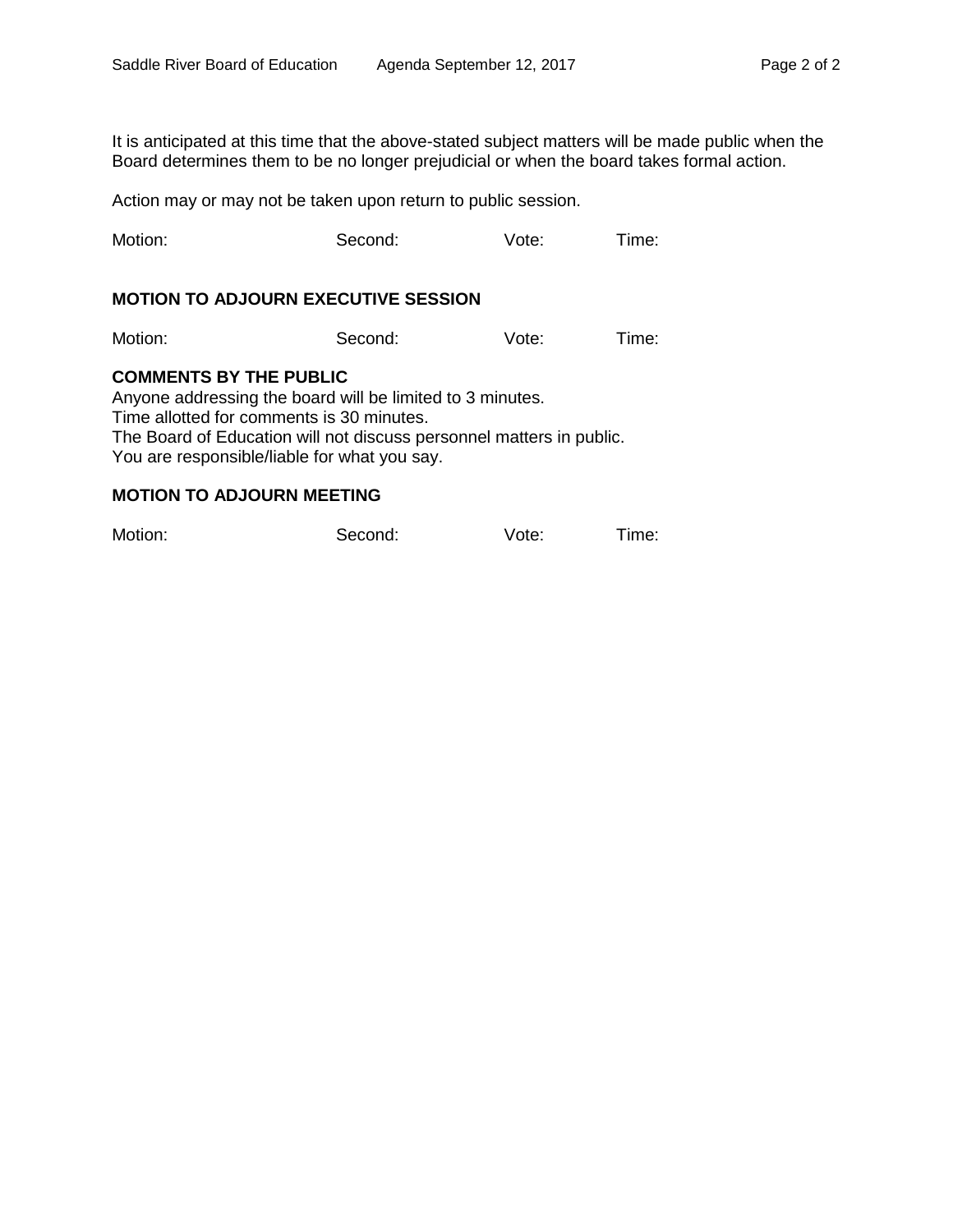It is anticipated at this time that the above-stated subject matters will be made public when the Board determines them to be no longer prejudicial or when the board takes formal action.

Action may or may not be taken upon return to public session.

Motion: Second: Vote: Time:

**MOTION TO ADJOURN EXECUTIVE SESSION**

Motion: Second: Vote: Time:

**COMMENTS BY THE PUBLIC**

Anyone addressing the board will be limited to 3 minutes.
Time allotted for comments is 30 minutes.
The Board of Education will not discuss personnel matters in public.
You are responsible/liable for what you say.

**MOTION TO ADJOURN MEETING**

Motion: Second: Vote: Time: